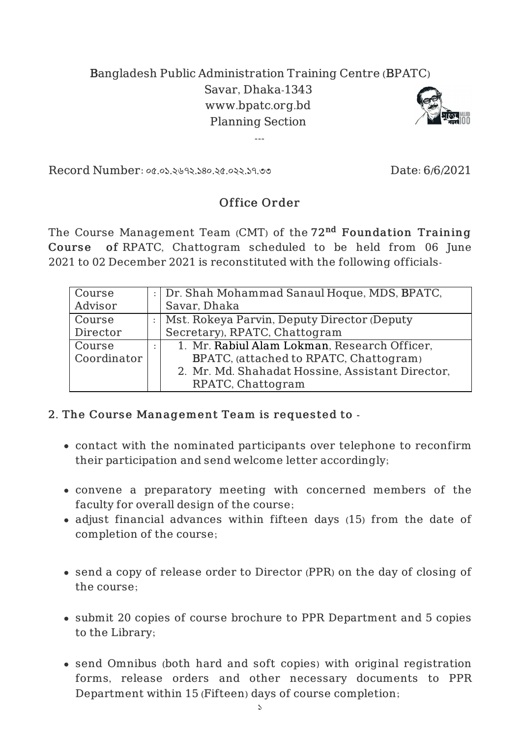Bangladesh Public Administration Training Centre (BPATC)
Savar, Dhaka-1343
www.bpatc.org.bd
Planning Section

---

Record Number: ০৫.০১.২৬৭২.১৪০.২৫.০২২.১৭.৩৩ Date: 6/6/2021

## Office Order

The Course Management Team (CMT) of the **72nd Foundation Training Course of** RPATC, Chattogram scheduled to be held from 06 June 2021 to 02 December 2021 is reconstituted with the following officials-

| | | |
|---|---|---|
| Course Advisor | : | Dr. Shah Mohammad Sanaul Hoque, MDS, BPATC, Savar, Dhaka |
| Course Director | : | Mst. Rokeya Parvin, Deputy Director (Deputy Secretary), RPATC, Chattogram |
| Course Coordinator | : | 1. Mr. Rabiul Alam Lokman, Research Officer, BPATC, (attached to RPATC, Chattogram)<br>2. Mr. Md. Shahadat Hossine, Assistant Director, RPATC, Chattogram |

**2. The Course Management Team is requested to -**

- contact with the nominated participants over telephone to reconfirm their participation and send welcome letter accordingly;
- convene a preparatory meeting with concerned members of the faculty for overall design of the course;
- adjust financial advances within fifteen days (15) from the date of completion of the course;
- send a copy of release order to Director (PPR) on the day of closing of the course;
- submit 20 copies of course brochure to PPR Department and 5 copies to the Library;
- send Omnibus (both hard and soft copies) with original registration forms, release orders and other necessary documents to PPR Department within 15 (Fifteen) days of course completion;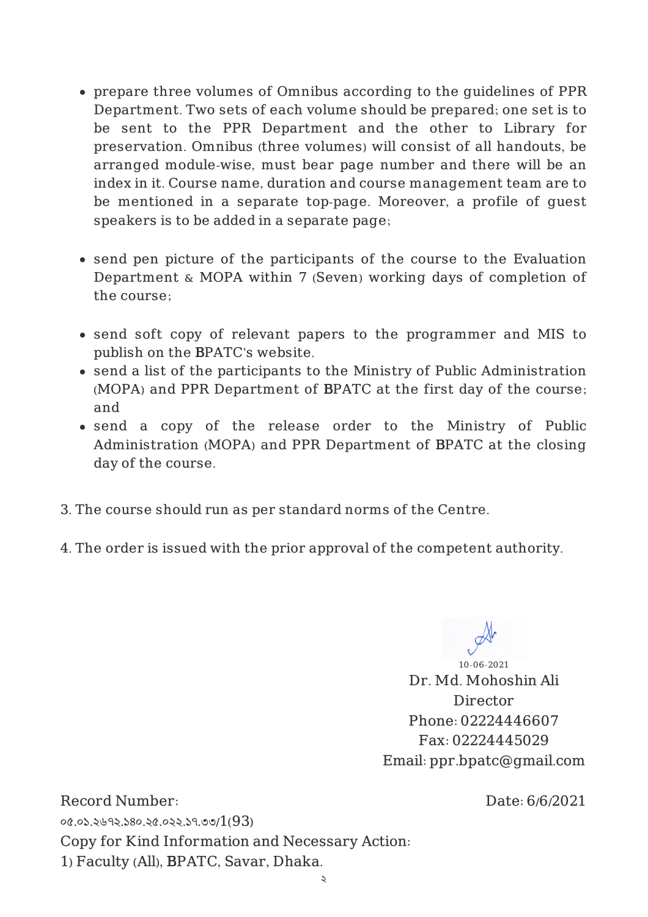- prepare three volumes of Omnibus according to the guidelines of PPR Department. Two sets of each volume should be prepared; one set is to be sent to the PPR Department and the other to Library for preservation. Omnibus (three volumes) will consist of all handouts, be arranged module-wise, must bear page number and there will be an index in it. Course name, duration and course management team are to be mentioned in a separate top-page. Moreover, a profile of guest speakers is to be added in a separate page;

- send pen picture of the participants of the course to the Evaluation Department & MOPA within 7 (Seven) working days of completion of the course;

- send soft copy of relevant papers to the programmer and MIS to publish on the BPATC's website.
- send a list of the participants to the Ministry of Public Administration (MOPA) and PPR Department of BPATC at the first day of the course; and
- send a copy of the release order to the Ministry of Public Administration (MOPA) and PPR Department of BPATC at the closing day of the course.

3. The course should run as per standard norms of the Centre.

4. The order is issued with the prior approval of the competent authority.

10-06-2021
Dr. Md. Mohoshin Ali
Director
Phone: 02224446607
Fax: 02224445029
Email: ppr.bpatc@gmail.com

Record Number: ০৫.০১.২৬৭২.১৪০.২৫.০২২.১৭.৩৩/1(93)

Date: 6/6/2021

Copy for Kind Information and Necessary Action:

1) Faculty (All), BPATC, Savar, Dhaka.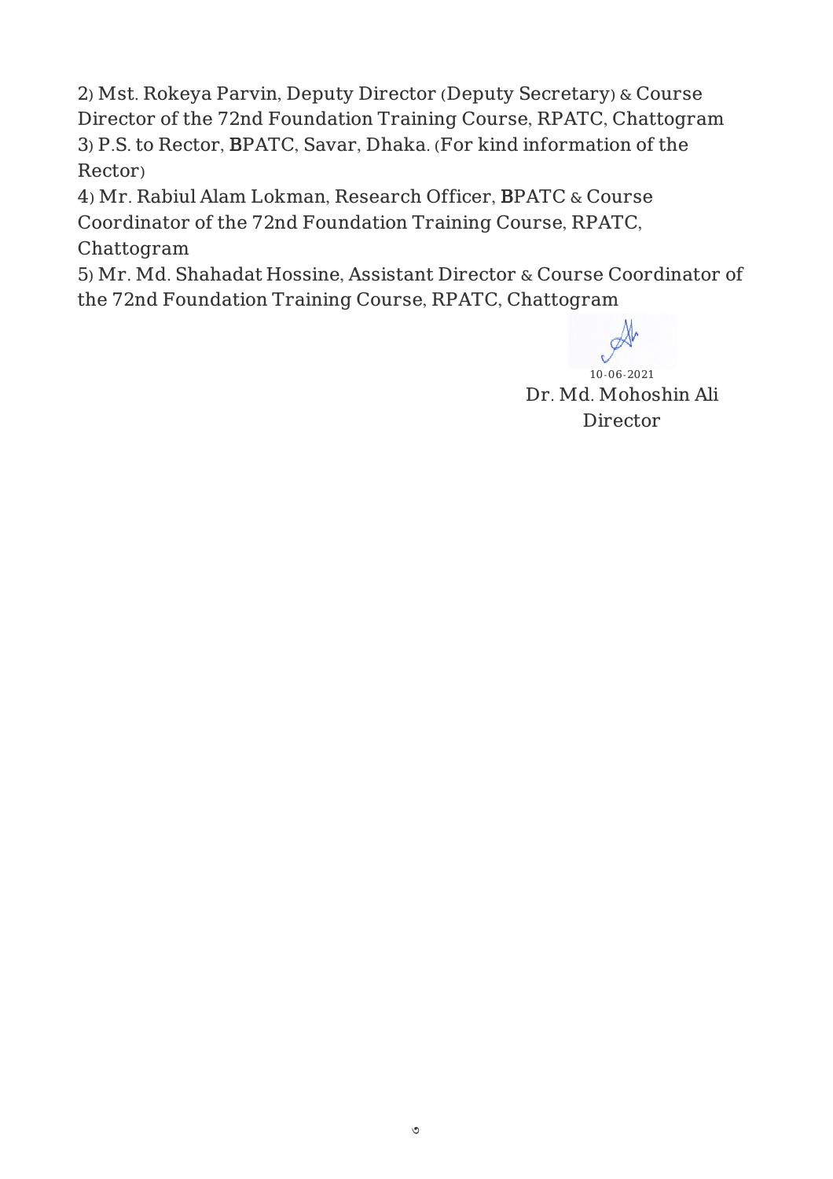2) Mst. Rokeya Parvin, Deputy Director (Deputy Secretary) & Course Director of the 72nd Foundation Training Course, RPATC, Chattogram
3) P.S. to Rector, BPATC, Savar, Dhaka. (For kind information of the Rector)
4) Mr. Rabiul Alam Lokman, Research Officer, BPATC & Course Coordinator of the 72nd Foundation Training Course, RPATC, Chattogram
5) Mr. Md. Shahadat Hossine, Assistant Director & Course Coordinator of the 72nd Foundation Training Course, RPATC, Chattogram

10-06-2021
Dr. Md. Mohoshin Ali
Director